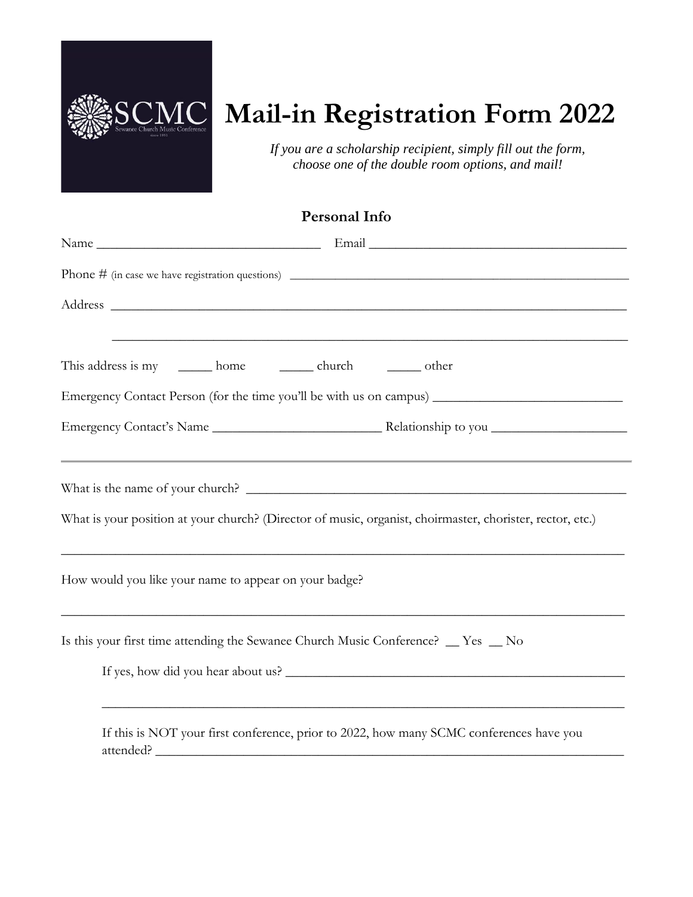SCMC
Sewanee Church Music Conference
since 1951

# Mail-in Registration Form 2022

*If you are a scholarship recipient, simply fill out the form, choose one of the double room options, and mail!*

## Personal Info

Name _________________________________ Email ______________________________________

Phone # (in case we have registration questions) ____________________________________________________

Address ____________________________________________________________________________

_____________________________________________________________________________

This address is my _____ home _____ church _____ other

Emergency Contact Person (for the time you'll be with us on campus) ___________________________

Emergency Contact's Name ________________________ Relationship to you ___________________

---

What is the name of your church? _______________________________________________________

What is your position at your church? (Director of music, organist, choirmaster, chorister, rector, etc.)

_________________________________________________________________________________

How would you like your name to appear on your badge?

_________________________________________________________________________________

Is this your first time attending the Sewanee Church Music Conference? __ Yes __ No

If yes, how did you hear about us? _______________________________________________

_____________________________________________________________________________

If this is NOT your first conference, prior to 2022, how many SCMC conferences have you attended? _______________________________________________________________________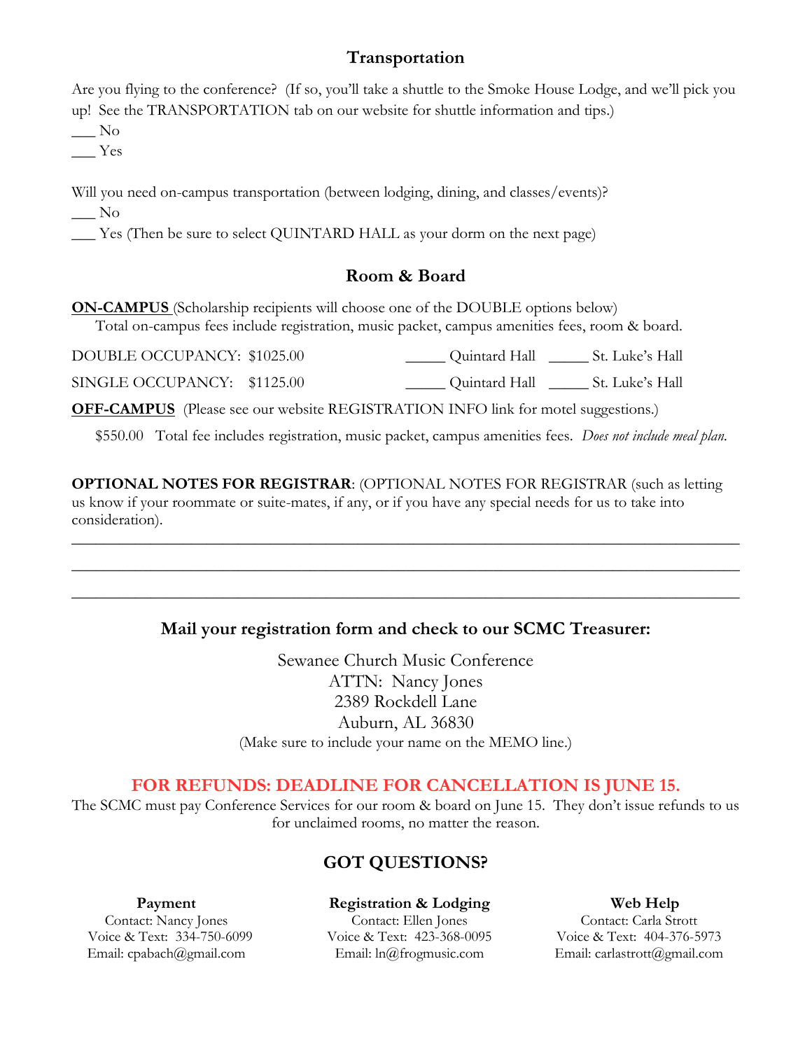## Transportation

Are you flying to the conference? (If so, you'll take a shuttle to the Smoke House Lodge, and we'll pick you up! See the TRANSPORTATION tab on our website for shuttle information and tips.)

___ No

___ Yes

Will you need on-campus transportation (between lodging, dining, and classes/events)?

___ No

___ Yes (Then be sure to select QUINTARD HALL as your dorm on the next page)

## Room & Board

**ON-CAMPUS** (Scholarship recipients will choose one of the DOUBLE options below)

Total on-campus fees include registration, music packet, campus amenities fees, room & board.

DOUBLE OCCUPANCY: $1025.00 _____ Quintard Hall _____ St. Luke's Hall

SINGLE OCCUPANCY: $1125.00 _____ Quintard Hall _____ St. Luke's Hall

**OFF-CAMPUS** (Please see our website REGISTRATION INFO link for motel suggestions.)

$550.00 Total fee includes registration, music packet, campus amenities fees. *Does not include meal plan.*

**OPTIONAL NOTES FOR REGISTRAR**: (OPTIONAL NOTES FOR REGISTRAR (such as letting us know if your roommate or suite-mates, if any, or if you have any special needs for us to take into consideration).

______________________________________________________________________________

______________________________________________________________________________

______________________________________________________________________________

### Mail your registration form and check to our SCMC Treasurer:

Sewanee Church Music Conference
ATTN: Nancy Jones
2389 Rockdell Lane
Auburn, AL 36830
(Make sure to include your name on the MEMO line.)

### FOR REFUNDS: DEADLINE FOR CANCELLATION IS JUNE 15.

The SCMC must pay Conference Services for our room & board on June 15. They don't issue refunds to us for unclaimed rooms, no matter the reason.

## GOT QUESTIONS?

**Payment**
Contact: Nancy Jones
Voice & Text: 334-750-6099
Email: cpabach@gmail.com

**Registration & Lodging**
Contact: Ellen Jones
Voice & Text: 423-368-0095
Email: ln@frogmusic.com

**Web Help**
Contact: Carla Strott
Voice & Text: 404-376-5973
Email: carlastrott@gmail.com